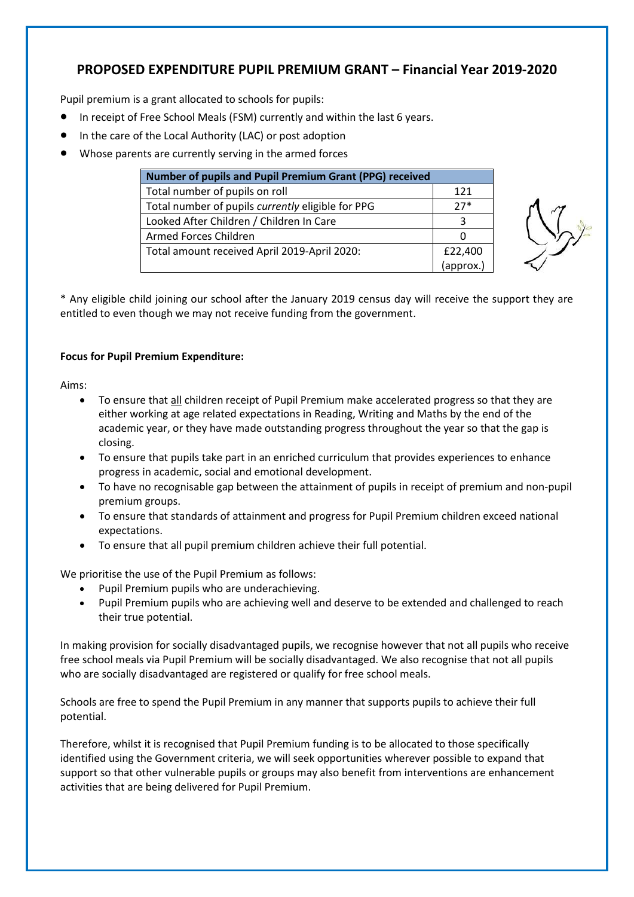# PROPOSED EXPENDITURE PUPIL PREMIUM GRANT – Financial Year 2019-2020

Pupil premium is a grant allocated to schools for pupils:

- In receipt of Free School Meals (FSM) currently and within the last 6 years.
- In the care of the Local Authority (LAC) or post adoption
- Whose parents are currently serving in the armed forces

| **Number of pupils and Pupil Premium Grant (PPG) received** | |
|---|---|
| Total number of pupils on roll | 121 |
| Total number of pupils *currently* eligible for PPG | 27* |
| Looked After Children / Children In Care | 3 |
| Armed Forces Children | 0 |
| Total amount received April 2019-April 2020: | £22,400 (approx.) |

* Any eligible child joining our school after the January 2019 census day will receive the support they are entitled to even though we may not receive funding from the government.

**Focus for Pupil Premium Expenditure:**

Aims:

- To ensure that <u>all</u> children receipt of Pupil Premium make accelerated progress so that they are either working at age related expectations in Reading, Writing and Maths by the end of the academic year, or they have made outstanding progress throughout the year so that the gap is closing.
- To ensure that pupils take part in an enriched curriculum that provides experiences to enhance progress in academic, social and emotional development.
- To have no recognisable gap between the attainment of pupils in receipt of premium and non-pupil premium groups.
- To ensure that standards of attainment and progress for Pupil Premium children exceed national expectations.
- To ensure that all pupil premium children achieve their full potential.

We prioritise the use of the Pupil Premium as follows:

- Pupil Premium pupils who are underachieving.
- Pupil Premium pupils who are achieving well and deserve to be extended and challenged to reach their true potential.

In making provision for socially disadvantaged pupils, we recognise however that not all pupils who receive free school meals via Pupil Premium will be socially disadvantaged. We also recognise that not all pupils who are socially disadvantaged are registered or qualify for free school meals.

Schools are free to spend the Pupil Premium in any manner that supports pupils to achieve their full potential.

Therefore, whilst it is recognised that Pupil Premium funding is to be allocated to those specifically identified using the Government criteria, we will seek opportunities wherever possible to expand that support so that other vulnerable pupils or groups may also benefit from interventions are enhancement activities that are being delivered for Pupil Premium.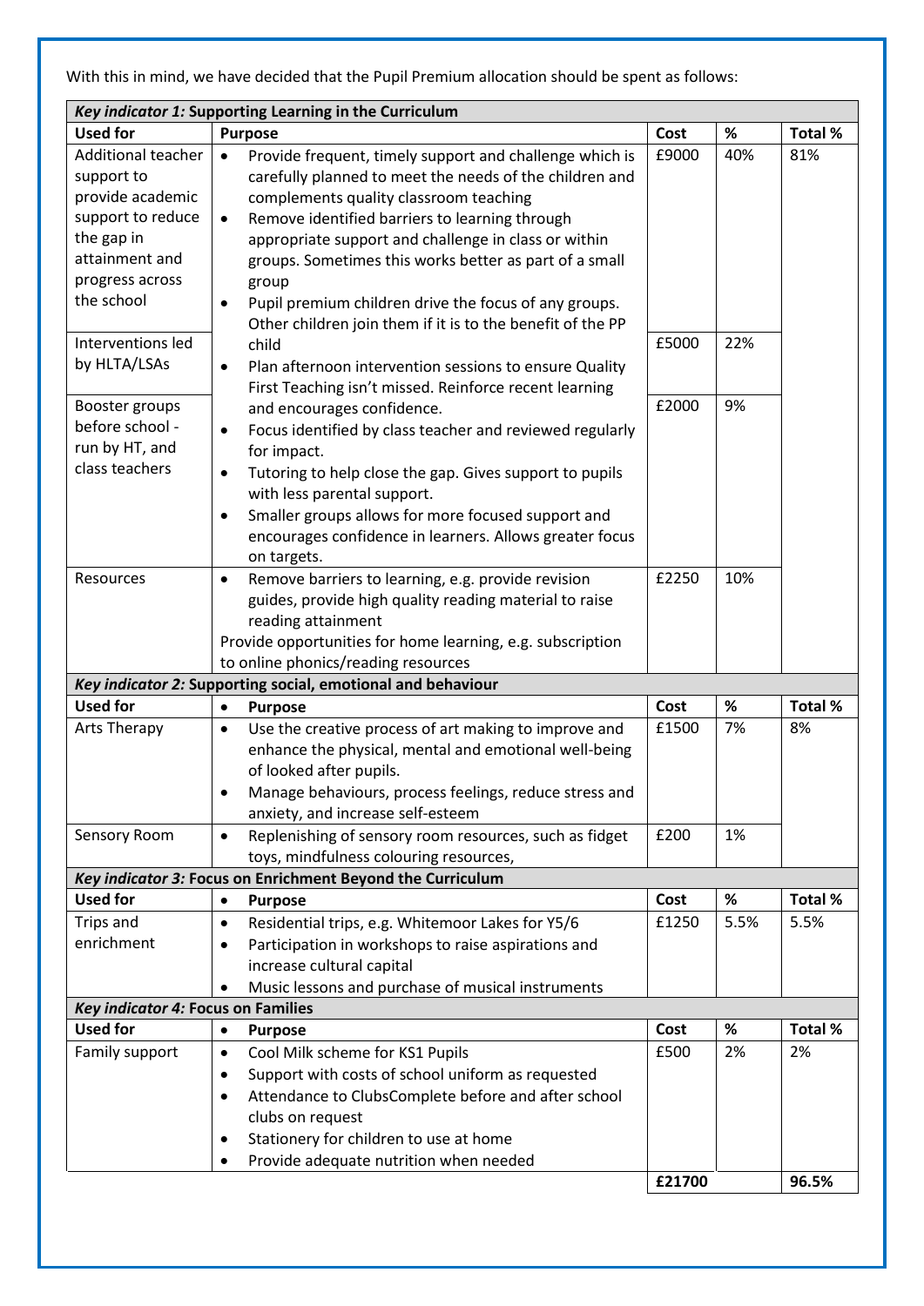With this in mind, we have decided that the Pupil Premium allocation should be spent as follows:

| *Key indicator 1:* **Supporting Learning in the Curriculum** | | | | |
|---|---|---|---|---|
| **Used for** | **Purpose** | **Cost** | **%** | **Total %** |
| Additional teacher support to provide academic support to reduce the gap in attainment and progress across the school | • Provide frequent, timely support and challenge which is carefully planned to meet the needs of the children and complements quality classroom teaching<br>• Remove identified barriers to learning through appropriate support and challenge in class or within groups. Sometimes this works better as part of a small group<br>• Pupil premium children drive the focus of any groups. Other children join them if it is to the benefit of the PP child<br>• Plan afternoon intervention sessions to ensure Quality First Teaching isn't missed. Reinforce recent learning and encourages confidence.<br>• Focus identified by class teacher and reviewed regularly for impact.<br>• Tutoring to help close the gap. Gives support to pupils with less parental support.<br>• Smaller groups allows for more focused support and encourages confidence in learners. Allows greater focus on targets. | £9000 | 40% | 81% |
| Interventions led by HLTA/LSAs | | £5000 | 22% | |
| Booster groups before school - run by HT, and class teachers | | £2000 | 9% | |
| Resources | • Remove barriers to learning, e.g. provide revision guides, provide high quality reading material to raise reading attainment<br>Provide opportunities for home learning, e.g. subscription to online phonics/reading resources | £2250 | 10% | |
| *Key indicator 2:* **Supporting social, emotional and behaviour** | | | | |
| **Used for** | • **Purpose** | **Cost** | **%** | **Total %** |
| Arts Therapy | • Use the creative process of art making to improve and enhance the physical, mental and emotional well-being of looked after pupils.<br>• Manage behaviours, process feelings, reduce stress and anxiety, and increase self-esteem | £1500 | 7% | 8% |
| Sensory Room | • Replenishing of sensory room resources, such as fidget toys, mindfulness colouring resources, | £200 | 1% | |
| *Key indicator 3:* **Focus on Enrichment Beyond the Curriculum** | | | | |
| **Used for** | • **Purpose** | **Cost** | **%** | **Total %** |
| Trips and enrichment | • Residential trips, e.g. Whitemoor Lakes for Y5/6<br>• Participation in workshops to raise aspirations and increase cultural capital<br>• Music lessons and purchase of musical instruments | £1250 | 5.5% | 5.5% |
| *Key indicator 4:* **Focus on Families** | | | | |
| **Used for** | • **Purpose** | **Cost** | **%** | **Total %** |
| Family support | • Cool Milk scheme for KS1 Pupils<br>• Support with costs of school uniform as requested<br>• Attendance to ClubsComplete before and after school clubs on request<br>• Stationery for children to use at home<br>• Provide adequate nutrition when needed | £500 | 2% | 2% |
| | | **£21700** | | **96.5%** |